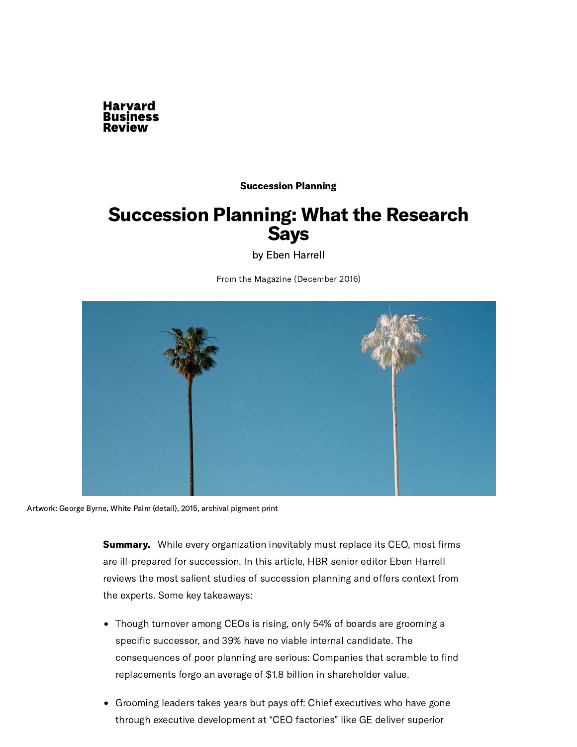Harvard Business Review

Succession Planning

# Succession Planning: What the Research Says

by Eben Harrell

From the Magazine (December 2016)

Artwork: George Byrne, White Palm (detail), 2015, archival pigment print

**Summary.** While every organization inevitably must replace its CEO, most firms are ill-prepared for succession. In this article, HBR senior editor Eben Harrell reviews the most salient studies of succession planning and offers context from the experts. Some key takeaways:

- Though turnover among CEOs is rising, only 54% of boards are grooming a specific successor, and 39% have no viable internal candidate. The consequences of poor planning are serious: Companies that scramble to find replacements forgo an average of $1.8 billion in shareholder value.
- Grooming leaders takes years but pays off: Chief executives who have gone through executive development at "CEO factories" like GE deliver superior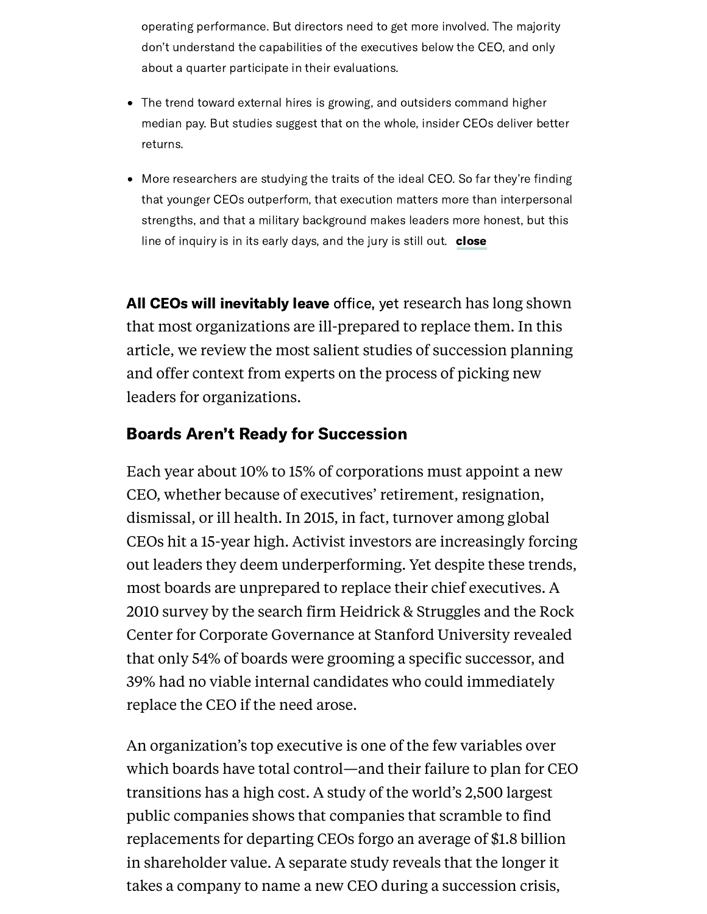operating performance. But directors need to get more involved. The majority don't understand the capabilities of the executives below the CEO, and only about a quarter participate in their evaluations.

- The trend toward external hires is growing, and outsiders command higher median pay. But studies suggest that on the whole, insider CEOs deliver better returns.
- More researchers are studying the traits of the ideal CEO. So far they're finding that younger CEOs outperform, that execution matters more than interpersonal strengths, and that a military background makes leaders more honest, but this line of inquiry is in its early days, and the jury is still out. **close**

**All CEOs will inevitably leave** office, yet research has long shown that most organizations are ill-prepared to replace them. In this article, we review the most salient studies of succession planning and offer context from experts on the process of picking new leaders for organizations.

## Boards Aren't Ready for Succession

Each year about 10% to 15% of corporations must appoint a new CEO, whether because of executives' retirement, resignation, dismissal, or ill health. In 2015, in fact, turnover among global CEOs hit a 15-year high. Activist investors are increasingly forcing out leaders they deem underperforming. Yet despite these trends, most boards are unprepared to replace their chief executives. A 2010 survey by the search firm Heidrick & Struggles and the Rock Center for Corporate Governance at Stanford University revealed that only 54% of boards were grooming a specific successor, and 39% had no viable internal candidates who could immediately replace the CEO if the need arose.

An organization's top executive is one of the few variables over which boards have total control—and their failure to plan for CEO transitions has a high cost. A study of the world's 2,500 largest public companies shows that companies that scramble to find replacements for departing CEOs forgo an average of $1.8 billion in shareholder value. A separate study reveals that the longer it takes a company to name a new CEO during a succession crisis,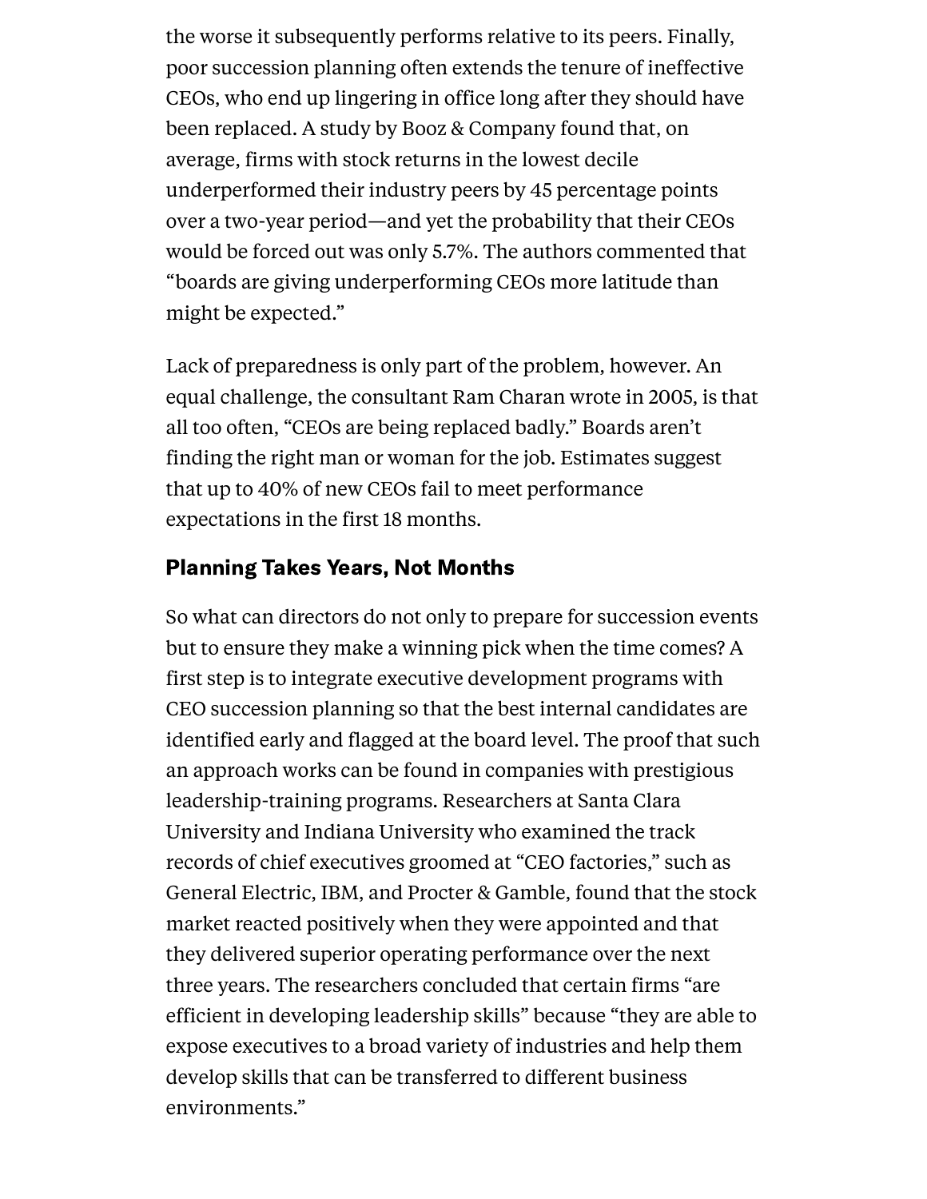the worse it subsequently performs relative to its peers. Finally, poor succession planning often extends the tenure of ineffective CEOs, who end up lingering in office long after they should have been replaced. A study by Booz & Company found that, on average, firms with stock returns in the lowest decile underperformed their industry peers by 45 percentage points over a two-year period—and yet the probability that their CEOs would be forced out was only 5.7%. The authors commented that "boards are giving underperforming CEOs more latitude than might be expected."

Lack of preparedness is only part of the problem, however. An equal challenge, the consultant Ram Charan wrote in 2005, is that all too often, "CEOs are being replaced badly." Boards aren't finding the right man or woman for the job. Estimates suggest that up to 40% of new CEOs fail to meet performance expectations in the first 18 months.

## Planning Takes Years, Not Months

So what can directors do not only to prepare for succession events but to ensure they make a winning pick when the time comes? A first step is to integrate executive development programs with CEO succession planning so that the best internal candidates are identified early and flagged at the board level. The proof that such an approach works can be found in companies with prestigious leadership-training programs. Researchers at Santa Clara University and Indiana University who examined the track records of chief executives groomed at "CEO factories," such as General Electric, IBM, and Procter & Gamble, found that the stock market reacted positively when they were appointed and that they delivered superior operating performance over the next three years. The researchers concluded that certain firms "are efficient in developing leadership skills" because "they are able to expose executives to a broad variety of industries and help them develop skills that can be transferred to different business environments."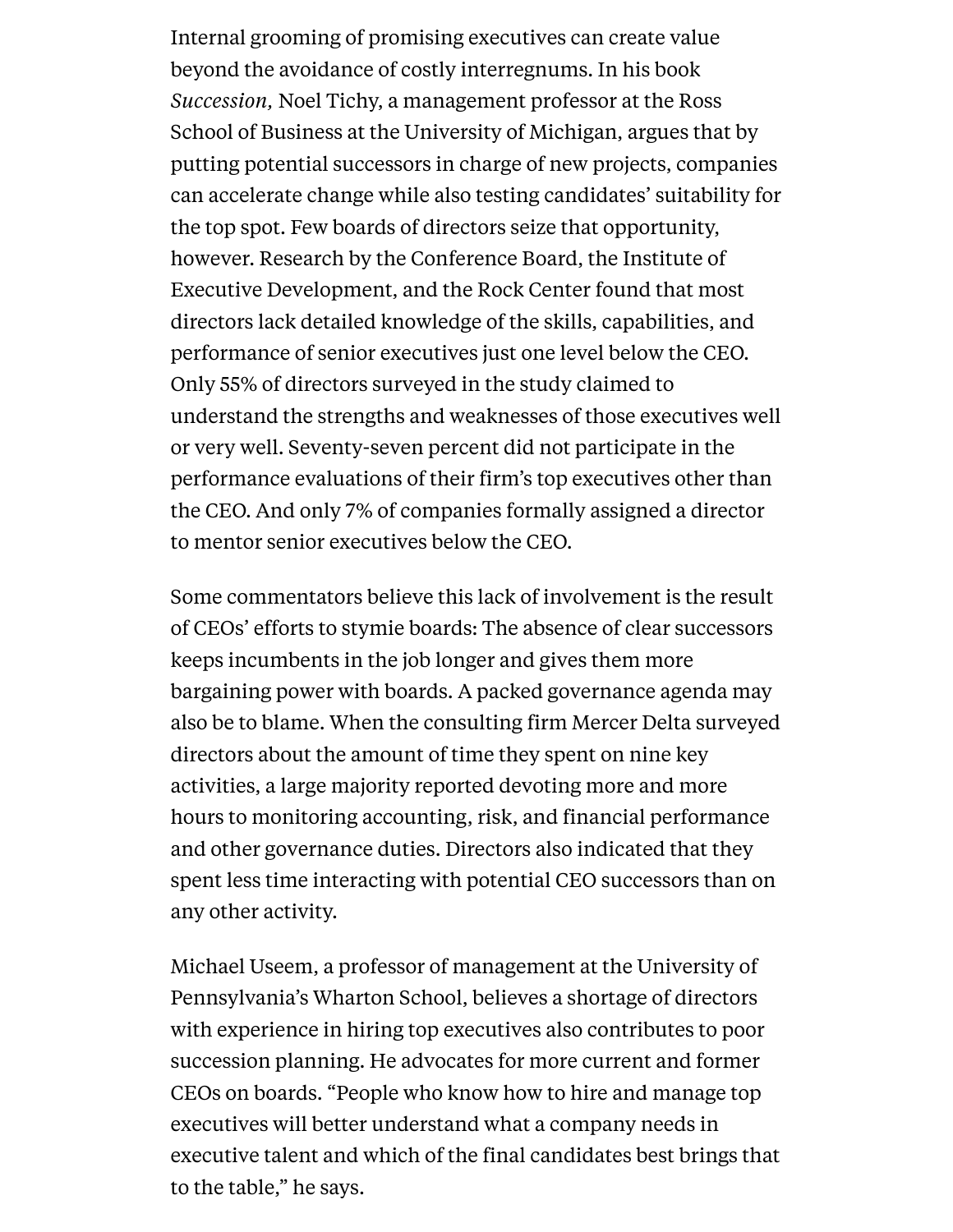Internal grooming of promising executives can create value beyond the avoidance of costly interregnums. In his book *Succession,* Noel Tichy, a management professor at the Ross School of Business at the University of Michigan, argues that by putting potential successors in charge of new projects, companies can accelerate change while also testing candidates' suitability for the top spot. Few boards of directors seize that opportunity, however. Research by the Conference Board, the Institute of Executive Development, and the Rock Center found that most directors lack detailed knowledge of the skills, capabilities, and performance of senior executives just one level below the CEO. Only 55% of directors surveyed in the study claimed to understand the strengths and weaknesses of those executives well or very well. Seventy-seven percent did not participate in the performance evaluations of their firm's top executives other than the CEO. And only 7% of companies formally assigned a director to mentor senior executives below the CEO.

Some commentators believe this lack of involvement is the result of CEOs' efforts to stymie boards: The absence of clear successors keeps incumbents in the job longer and gives them more bargaining power with boards. A packed governance agenda may also be to blame. When the consulting firm Mercer Delta surveyed directors about the amount of time they spent on nine key activities, a large majority reported devoting more and more hours to monitoring accounting, risk, and financial performance and other governance duties. Directors also indicated that they spent less time interacting with potential CEO successors than on any other activity.

Michael Useem, a professor of management at the University of Pennsylvania's Wharton School, believes a shortage of directors with experience in hiring top executives also contributes to poor succession planning. He advocates for more current and former CEOs on boards. "People who know how to hire and manage top executives will better understand what a company needs in executive talent and which of the final candidates best brings that to the table," he says.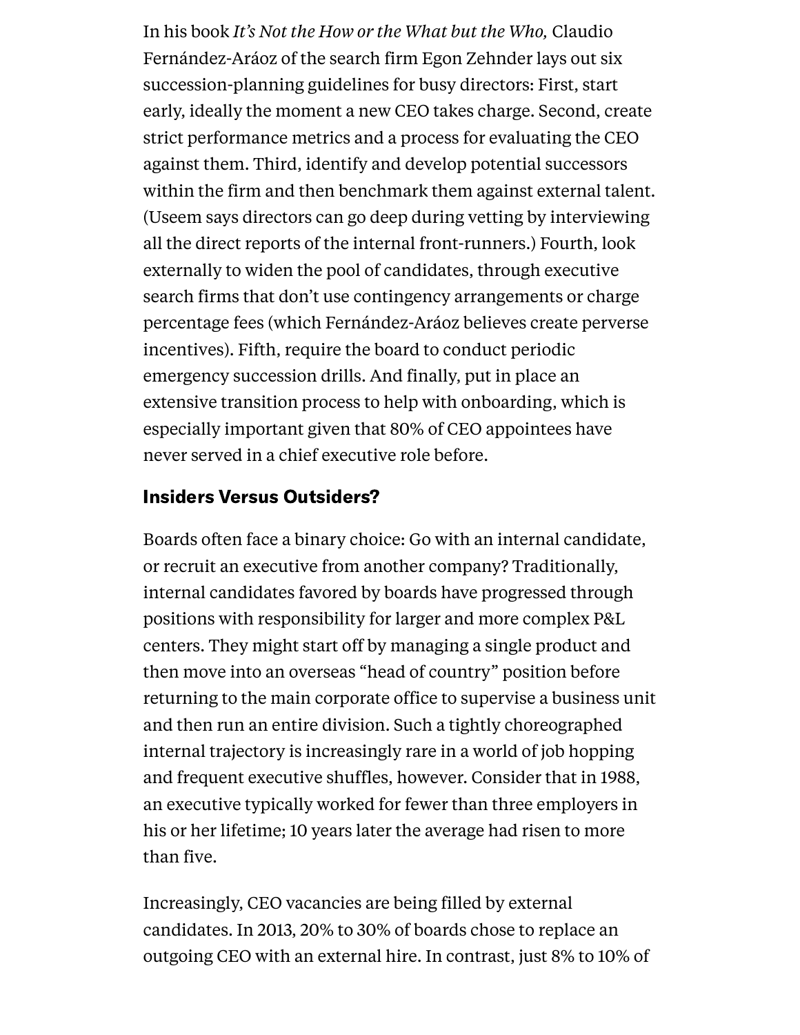In his book *It's Not the How or the What but the Who,* Claudio Fernández-Aráoz of the search firm Egon Zehnder lays out six succession-planning guidelines for busy directors: First, start early, ideally the moment a new CEO takes charge. Second, create strict performance metrics and a process for evaluating the CEO against them. Third, identify and develop potential successors within the firm and then benchmark them against external talent. (Useem says directors can go deep during vetting by interviewing all the direct reports of the internal front-runners.) Fourth, look externally to widen the pool of candidates, through executive search firms that don't use contingency arrangements or charge percentage fees (which Fernández-Aráoz believes create perverse incentives). Fifth, require the board to conduct periodic emergency succession drills. And finally, put in place an extensive transition process to help with onboarding, which is especially important given that 80% of CEO appointees have never served in a chief executive role before.

## Insiders Versus Outsiders?

Boards often face a binary choice: Go with an internal candidate, or recruit an executive from another company? Traditionally, internal candidates favored by boards have progressed through positions with responsibility for larger and more complex P&L centers. They might start off by managing a single product and then move into an overseas "head of country" position before returning to the main corporate office to supervise a business unit and then run an entire division. Such a tightly choreographed internal trajectory is increasingly rare in a world of job hopping and frequent executive shuffles, however. Consider that in 1988, an executive typically worked for fewer than three employers in his or her lifetime; 10 years later the average had risen to more than five.

Increasingly, CEO vacancies are being filled by external candidates. In 2013, 20% to 30% of boards chose to replace an outgoing CEO with an external hire. In contrast, just 8% to 10% of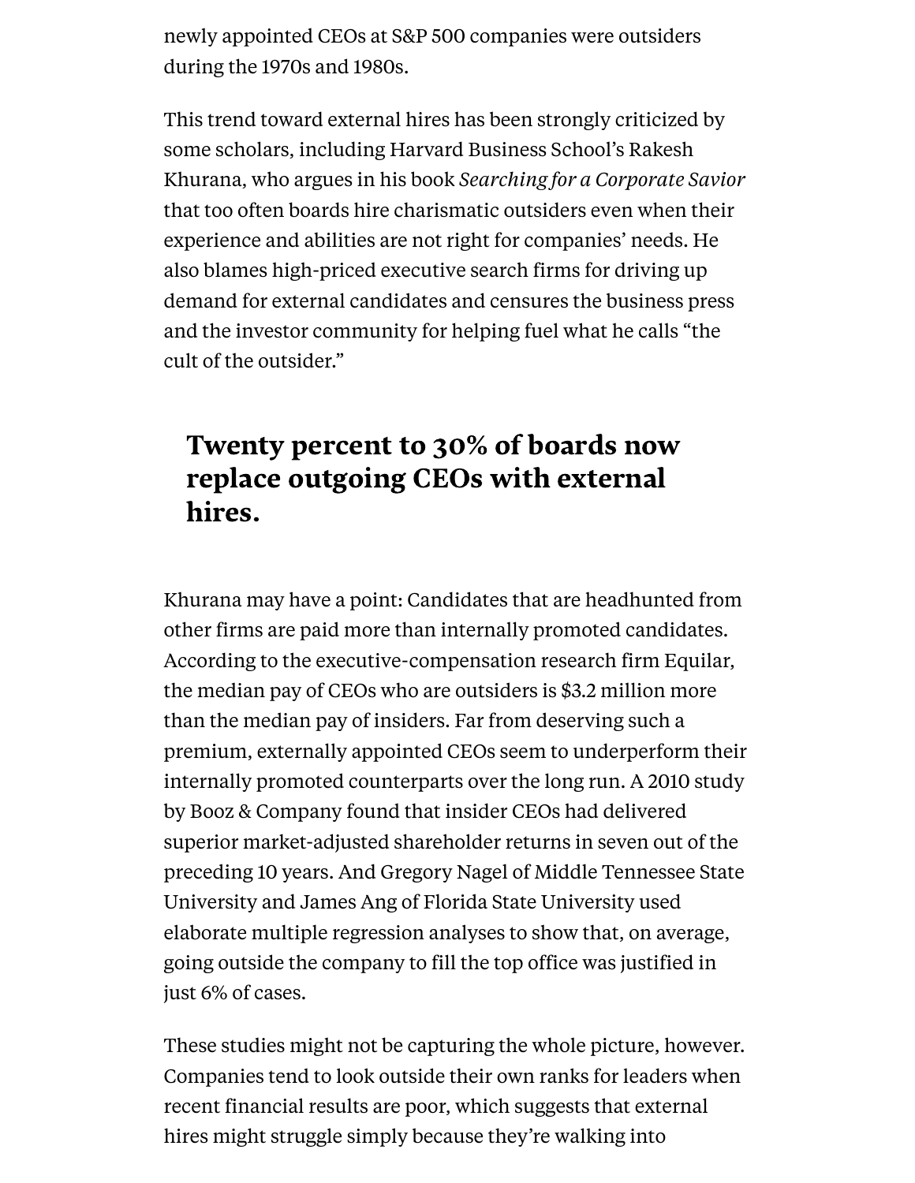newly appointed CEOs at S&P 500 companies were outsiders during the 1970s and 1980s.

This trend toward external hires has been strongly criticized by some scholars, including Harvard Business School's Rakesh Khurana, who argues in his book *Searching for a Corporate Savior* that too often boards hire charismatic outsiders even when their experience and abilities are not right for companies' needs. He also blames high-priced executive search firms for driving up demand for external candidates and censures the business press and the investor community for helping fuel what he calls "the cult of the outsider."

> **Twenty percent to 30% of boards now replace outgoing CEOs with external hires.**

Khurana may have a point: Candidates that are headhunted from other firms are paid more than internally promoted candidates. According to the executive-compensation research firm Equilar, the median pay of CEOs who are outsiders is $3.2 million more than the median pay of insiders. Far from deserving such a premium, externally appointed CEOs seem to underperform their internally promoted counterparts over the long run. A 2010 study by Booz & Company found that insider CEOs had delivered superior market-adjusted shareholder returns in seven out of the preceding 10 years. And Gregory Nagel of Middle Tennessee State University and James Ang of Florida State University used elaborate multiple regression analyses to show that, on average, going outside the company to fill the top office was justified in just 6% of cases.

These studies might not be capturing the whole picture, however. Companies tend to look outside their own ranks for leaders when recent financial results are poor, which suggests that external hires might struggle simply because they're walking into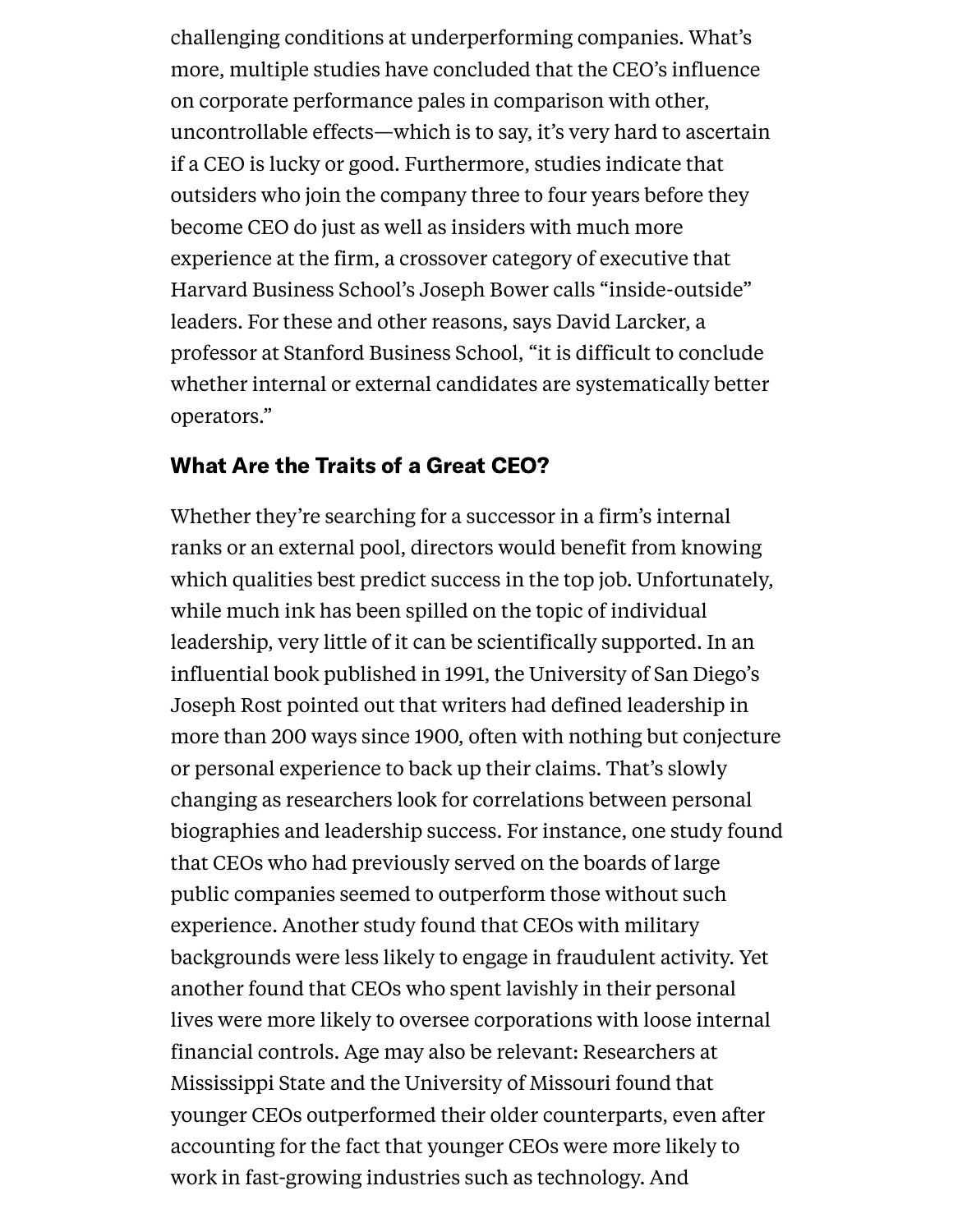challenging conditions at underperforming companies. What's more, multiple studies have concluded that the CEO's influence on corporate performance pales in comparison with other, uncontrollable effects—which is to say, it's very hard to ascertain if a CEO is lucky or good. Furthermore, studies indicate that outsiders who join the company three to four years before they become CEO do just as well as insiders with much more experience at the firm, a crossover category of executive that Harvard Business School's Joseph Bower calls "inside-outside" leaders. For these and other reasons, says David Larcker, a professor at Stanford Business School, "it is difficult to conclude whether internal or external candidates are systematically better operators."

## What Are the Traits of a Great CEO?

Whether they're searching for a successor in a firm's internal ranks or an external pool, directors would benefit from knowing which qualities best predict success in the top job. Unfortunately, while much ink has been spilled on the topic of individual leadership, very little of it can be scientifically supported. In an influential book published in 1991, the University of San Diego's Joseph Rost pointed out that writers had defined leadership in more than 200 ways since 1900, often with nothing but conjecture or personal experience to back up their claims. That's slowly changing as researchers look for correlations between personal biographies and leadership success. For instance, one study found that CEOs who had previously served on the boards of large public companies seemed to outperform those without such experience. Another study found that CEOs with military backgrounds were less likely to engage in fraudulent activity. Yet another found that CEOs who spent lavishly in their personal lives were more likely to oversee corporations with loose internal financial controls. Age may also be relevant: Researchers at Mississippi State and the University of Missouri found that younger CEOs outperformed their older counterparts, even after accounting for the fact that younger CEOs were more likely to work in fast-growing industries such as technology. And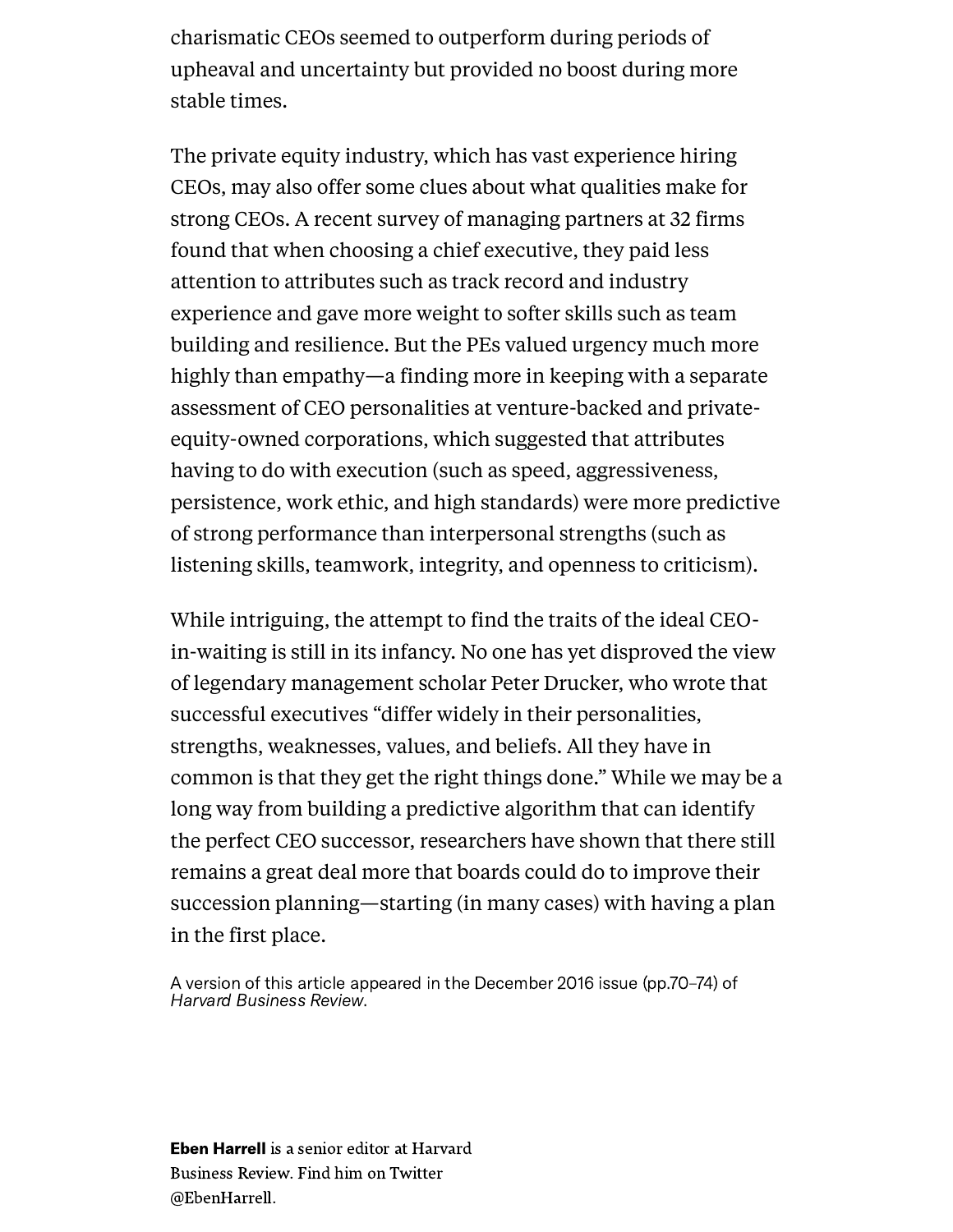charismatic CEOs seemed to outperform during periods of upheaval and uncertainty but provided no boost during more stable times.

The private equity industry, which has vast experience hiring CEOs, may also offer some clues about what qualities make for strong CEOs. A recent survey of managing partners at 32 firms found that when choosing a chief executive, they paid less attention to attributes such as track record and industry experience and gave more weight to softer skills such as team building and resilience. But the PEs valued urgency much more highly than empathy—a finding more in keeping with a separate assessment of CEO personalities at venture-backed and private-equity-owned corporations, which suggested that attributes having to do with execution (such as speed, aggressiveness, persistence, work ethic, and high standards) were more predictive of strong performance than interpersonal strengths (such as listening skills, teamwork, integrity, and openness to criticism).

While intriguing, the attempt to find the traits of the ideal CEO-in-waiting is still in its infancy. No one has yet disproved the view of legendary management scholar Peter Drucker, who wrote that successful executives "differ widely in their personalities, strengths, weaknesses, values, and beliefs. All they have in common is that they get the right things done." While we may be a long way from building a predictive algorithm that can identify the perfect CEO successor, researchers have shown that there still remains a great deal more that boards could do to improve their succession planning—starting (in many cases) with having a plan in the first place.

A version of this article appeared in the December 2016 issue (pp.70–74) of *Harvard Business Review*.

**Eben Harrell** is a senior editor at Harvard Business Review. Find him on Twitter @EbenHarrell.